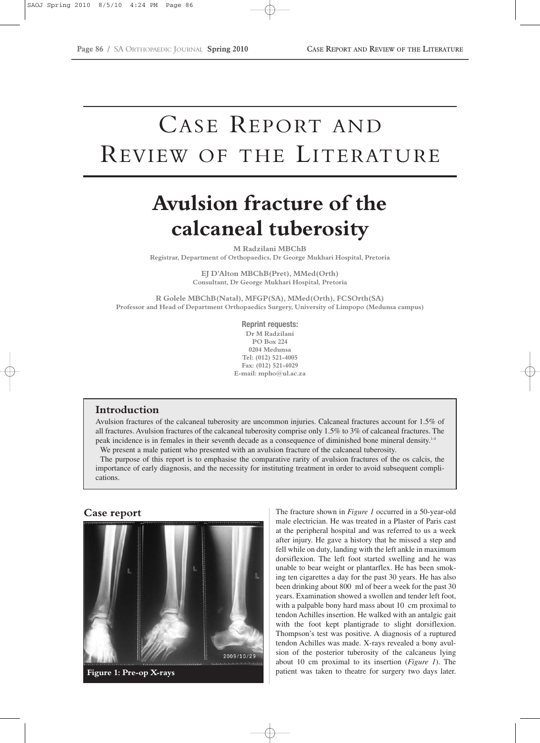# CASE REPORT AND REVIEW OF THE LITERATURE

# Avulsion fracture of the calcaneal tuberosity

**M Radzilani MBChB**
**Registrar, Department of Orthopaedics, Dr George Mukhari Hospital, Pretoria**

**EJ D'Alton MBChB(Pret), MMed(Orth)**
**Consultant, Dr George Mukhari Hospital, Pretoria**

**R Golele MBChB(Natal), MFGP(SA), MMed(Orth), FCSOrth(SA)**
**Professor and Head of Department Orthopaedics Surgery, University of Limpopo (Medunsa campus)**

**Reprint requests:**
Dr M Radzilani
PO Box 224
0204 Medunsa
Tel: (012) 521-4005
Fax: (012) 521-4029
E-mail: mpho@ul.ac.za

## Introduction

Avulsion fractures of the calcaneal tuberosity are uncommon injuries. Calcaneal fractures account for 1.5% of all fractures. Avulsion fractures of the calcaneal tuberosity comprise only 1.5% to 3% of calcaneal fractures. The peak incidence is in females in their seventh decade as a consequence of diminished bone mineral density.[1-4]

We present a male patient who presented with an avulsion fracture of the calcaneal tuberosity.

The purpose of this report is to emphasise the comparative rarity of avulsion fractures of the os calcis, the importance of early diagnosis, and the necessity for instituting treatment in order to avoid subsequent complications.

## Case report

**Figure 1: Pre-op X-rays**

The fracture shown in *Figure 1* occurred in a 50-year-old male electrician. He was treated in a Plaster of Paris cast at the peripheral hospital and was referred to us a week after injury. He gave a history that he missed a step and fell while on duty, landing with the left ankle in maximum dorsiflexion. The left foot started swelling and he was unable to bear weight or plantarflex. He has been smoking ten cigarettes a day for the past 30 years. He has also been drinking about 800 ml of beer a week for the past 30 years. Examination showed a swollen and tender left foot, with a palpable bony hard mass about 10 cm proximal to tendon Achilles insertion. He walked with an antalgic gait with the foot kept plantigrade to slight dorsiflexion. Thompson's test was positive. A diagnosis of a ruptured tendon Achilles was made. X-rays revealed a bony avulsion of the posterior tuberosity of the calcaneus lying about 10 cm proximal to its insertion (*Figure 1*). The patient was taken to theatre for surgery two days later.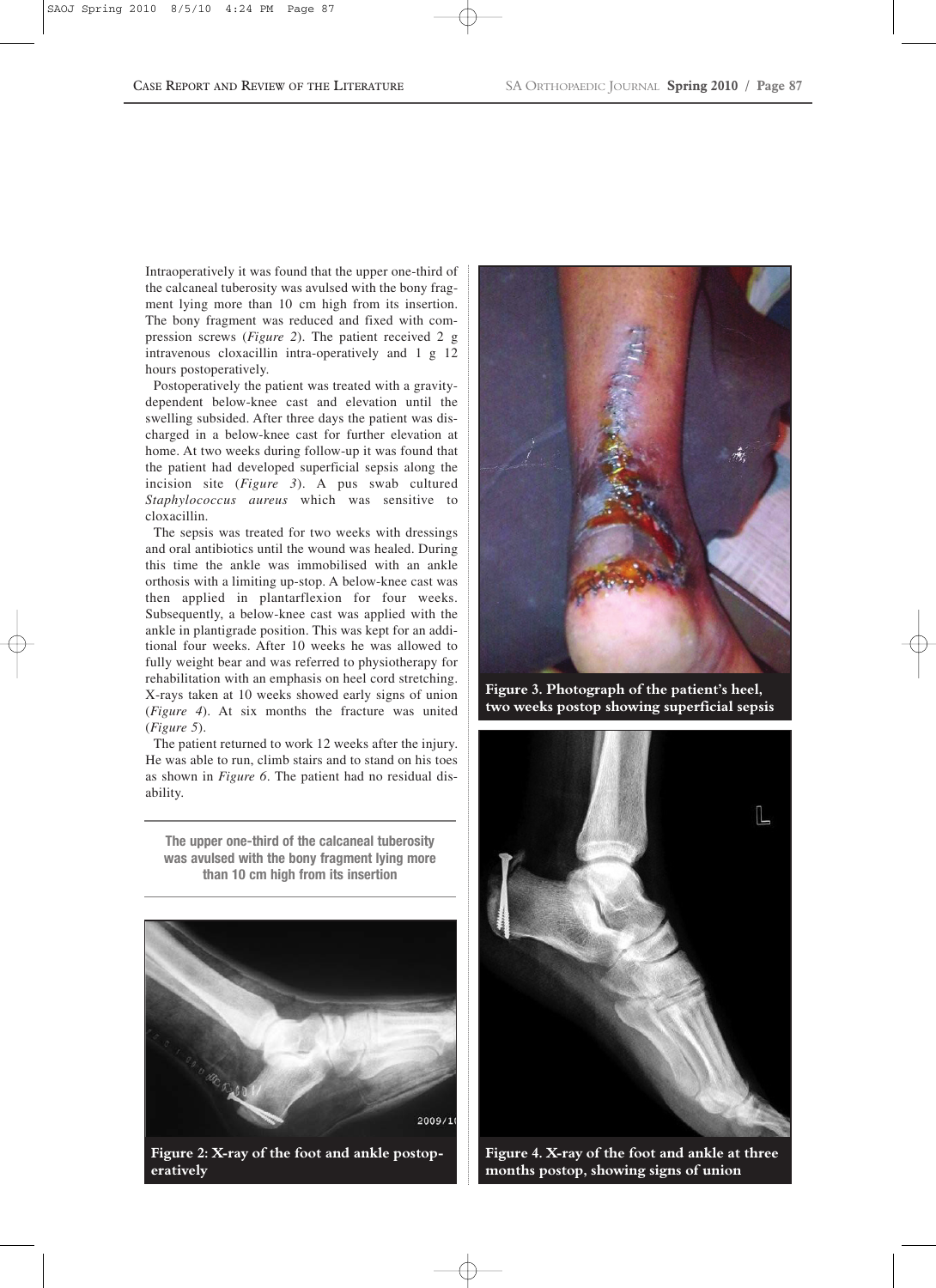Intraoperatively it was found that the upper one-third of the calcaneal tuberosity was avulsed with the bony fragment lying more than 10 cm high from its insertion. The bony fragment was reduced and fixed with compression screws (*Figure 2*). The patient received 2 g intravenous cloxacillin intra-operatively and 1 g 12 hours postoperatively.

Postoperatively the patient was treated with a gravity-dependent below-knee cast and elevation until the swelling subsided. After three days the patient was discharged in a below-knee cast for further elevation at home. At two weeks during follow-up it was found that the patient had developed superficial sepsis along the incision site (*Figure 3*). A pus swab cultured *Staphylococcus aureus* which was sensitive to cloxacillin.

The sepsis was treated for two weeks with dressings and oral antibiotics until the wound was healed. During this time the ankle was immobilised with an ankle orthosis with a limiting up-stop. A below-knee cast was then applied in plantarflexion for four weeks. Subsequently, a below-knee cast was applied with the ankle in plantigrade position. This was kept for an additional four weeks. After 10 weeks he was allowed to fully weight bear and was referred to physiotherapy for rehabilitation with an emphasis on heel cord stretching. X-rays taken at 10 weeks showed early signs of union (*Figure 4*). At six months the fracture was united (*Figure 5*).

The patient returned to work 12 weeks after the injury. He was able to run, climb stairs and to stand on his toes as shown in *Figure 6*. The patient had no residual disability.

**The upper one-third of the calcaneal tuberosity was avulsed with the bony fragment lying more than 10 cm high from its insertion**

**Figure 2: X-ray of the foot and ankle postoperatively**

**Figure 3. Photograph of the patient's heel, two weeks postop showing superficial sepsis**

**Figure 4. X-ray of the foot and ankle at three months postop, showing signs of union**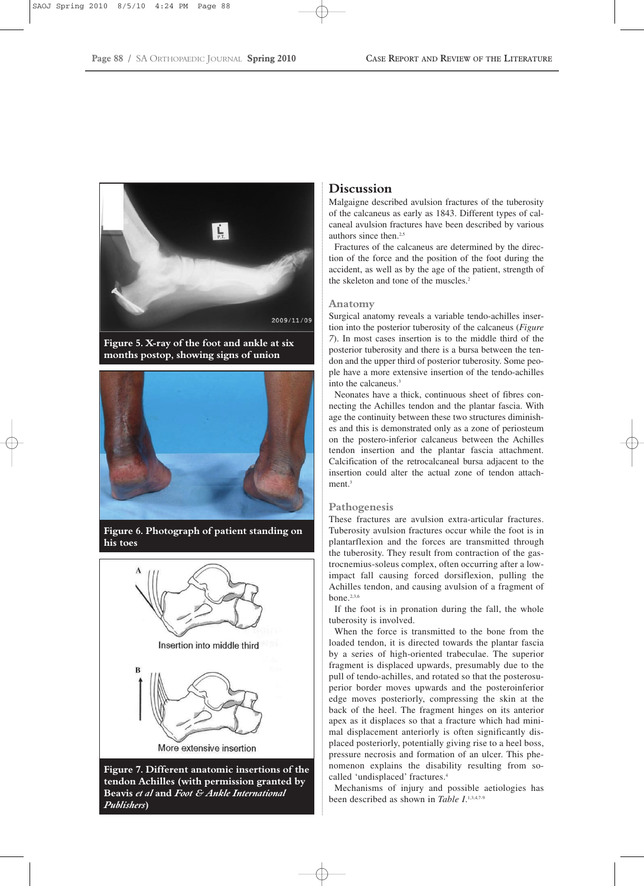Figure 5. X-ray of the foot and ankle at six months postop, showing signs of union

Figure 6. Photograph of patient standing on his toes

Figure 7. Different anatomic insertions of the tendon Achilles (with permission granted by Beavis *et al* and *Foot & Ankle International Publishers*)

## Discussion

Malgaigne described avulsion fractures of the tuberosity of the calcaneus as early as 1843. Different types of calcaneal avulsion fractures have been described by various authors since then.[2,5]

Fractures of the calcaneus are determined by the direction of the force and the position of the foot during the accident, as well as by the age of the patient, strength of the skeleton and tone of the muscles.[2]

### Anatomy

Surgical anatomy reveals a variable tendo-achilles insertion into the posterior tuberosity of the calcaneus (*Figure 7*). In most cases insertion is to the middle third of the posterior tuberosity and there is a bursa between the tendon and the upper third of posterior tuberosity. Some people have a more extensive insertion of the tendo-achilles into the calcaneus.[3]

Neonates have a thick, continuous sheet of fibres connecting the Achilles tendon and the plantar fascia. With age the continuity between these two structures diminishes and this is demonstrated only as a zone of periosteum on the postero-inferior calcaneus between the Achilles tendon insertion and the plantar fascia attachment. Calcification of the retrocalcaneal bursa adjacent to the insertion could alter the actual zone of tendon attachment.[3]

### Pathogenesis

These fractures are avulsion extra-articular fractures. Tuberosity avulsion fractures occur while the foot is in plantarflexion and the forces are transmitted through the tuberosity. They result from contraction of the gastrocnemius-soleus complex, often occurring after a low-impact fall causing forced dorsiflexion, pulling the Achilles tendon, and causing avulsion of a fragment of bone.[2,3,6]

If the foot is in pronation during the fall, the whole tuberosity is involved.

When the force is transmitted to the bone from the loaded tendon, it is directed towards the plantar fascia by a series of high-oriented trabeculae. The superior fragment is displaced upwards, presumably due to the pull of tendo-achilles, and rotated so that the posterosuperior border moves upwards and the posteroinferior edge moves posteriorly, compressing the skin at the back of the heel. The fragment hinges on its anterior apex as it displaces so that a fracture which had minimal displacement anteriorly is often significantly displaced posteriorly, potentially giving rise to a heel boss, pressure necrosis and formation of an ulcer. This phenomenon explains the disability resulting from so-called 'undisplaced' fractures.[4]

Mechanisms of injury and possible aetiologies has been described as shown in *Table I*.[1,3,4,7-9]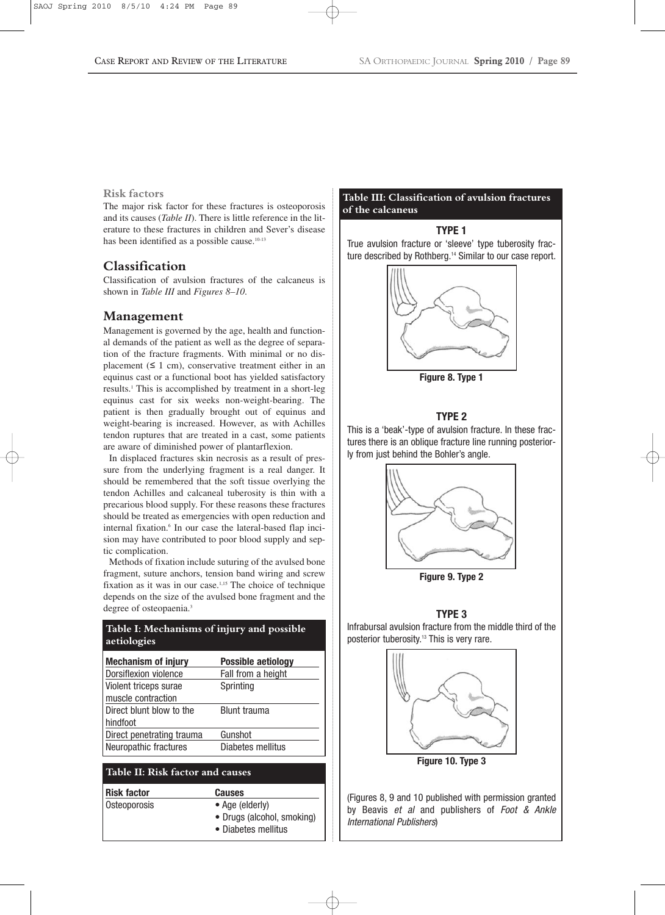### Risk factors

The major risk factor for these fractures is osteoporosis and its causes (*Table II*). There is little reference in the literature to these fractures in children and Sever's disease has been identified as a possible cause.[10-13]

## Classification

Classification of avulsion fractures of the calcaneus is shown in *Table III* and *Figures 8–10*.

## Management

Management is governed by the age, health and functional demands of the patient as well as the degree of separation of the fracture fragments. With minimal or no displacement (≤ 1 cm), conservative treatment either in an equinus cast or a functional boot has yielded satisfactory results.[1] This is accomplished by treatment in a short-leg equinus cast for six weeks non-weight-bearing. The patient is then gradually brought out of equinus and weight-bearing is increased. However, as with Achilles tendon ruptures that are treated in a cast, some patients are aware of diminished power of plantarflexion.

In displaced fractures skin necrosis as a result of pressure from the underlying fragment is a real danger. It should be remembered that the soft tissue overlying the tendon Achilles and calcaneal tuberosity is thin with a precarious blood supply. For these reasons these fractures should be treated as emergencies with open reduction and internal fixation.[6] In our case the lateral-based flap incision may have contributed to poor blood supply and septic complication.

Methods of fixation include suturing of the avulsed bone fragment, suture anchors, tension band wiring and screw fixation as it was in our case.[1,15] The choice of technique depends on the size of the avulsed bone fragment and the degree of osteopaenia.[3]

**Table I: Mechanisms of injury and possible aetiologies**

| Mechanism of injury | Possible aetiology |
|---|---|
| Dorsiflexion violence | Fall from a height |
| Violent triceps surae muscle contraction | Sprinting |
| Direct blunt blow to the hindfoot | Blunt trauma |
| Direct penetrating trauma | Gunshot |
| Neuropathic fractures | Diabetes mellitus |

**Table II: Risk factor and causes**

| Risk factor | Causes |
|---|---|
| Osteoporosis | • Age (elderly)<br>• Drugs (alcohol, smoking)<br>• Diabetes mellitus |

**Table III: Classification of avulsion fractures of the calcaneus**

**TYPE 1**

True avulsion fracture or 'sleeve' type tuberosity fracture described by Rothberg.[14] Similar to our case report.

**Figure 8. Type 1**

**TYPE 2**

This is a 'beak'-type of avulsion fracture. In these fractures there is an oblique fracture line running posteriorly from just behind the Bohler's angle.

**Figure 9. Type 2**

**TYPE 3**

Infrabursal avulsion fracture from the middle third of the posterior tuberosity.[13] This is very rare.

**Figure 10. Type 3**

(Figures 8, 9 and 10 published with permission granted by Beavis *et al* and publishers of *Foot & Ankle International Publishers*)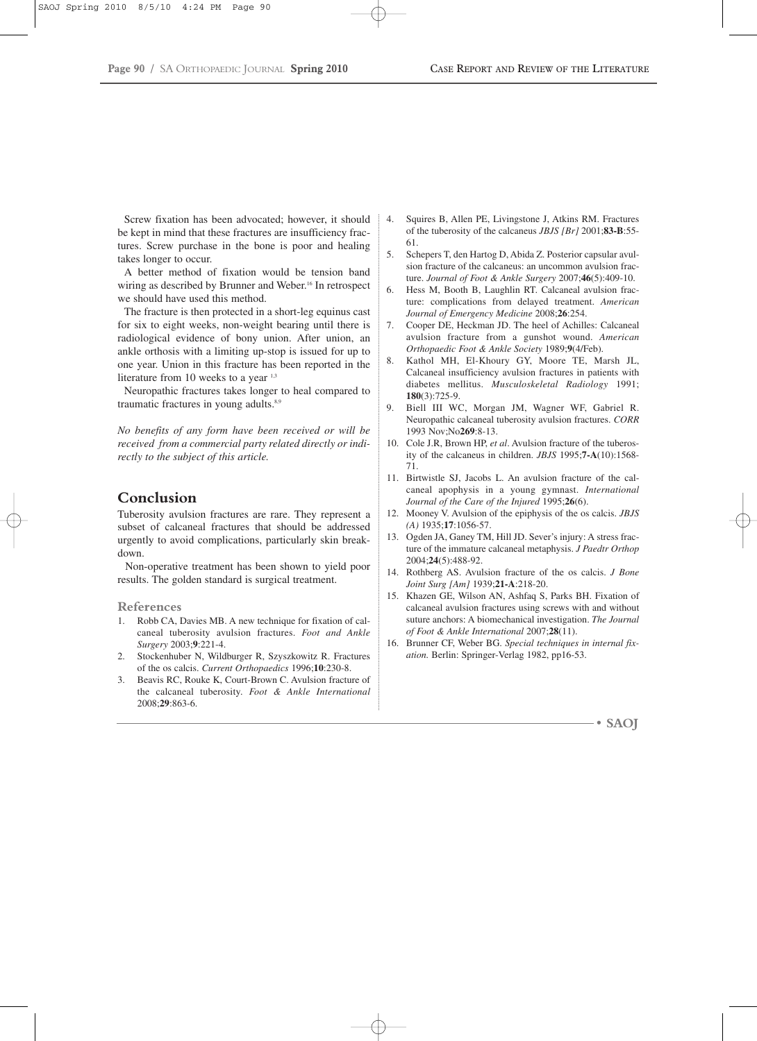Screw fixation has been advocated; however, it should be kept in mind that these fractures are insufficiency fractures. Screw purchase in the bone is poor and healing takes longer to occur.

A better method of fixation would be tension band wiring as described by Brunner and Weber.[16] In retrospect we should have used this method.

The fracture is then protected in a short-leg equinus cast for six to eight weeks, non-weight bearing until there is radiological evidence of bony union. After union, an ankle orthosis with a limiting up-stop is issued for up to one year. Union in this fracture has been reported in the literature from 10 weeks to a year [1,3]

Neuropathic fractures takes longer to heal compared to traumatic fractures in young adults.[8,9]

*No benefits of any form have been received or will be received from a commercial party related directly or indirectly to the subject of this article.*

## Conclusion

Tuberosity avulsion fractures are rare. They represent a subset of calcaneal fractures that should be addressed urgently to avoid complications, particularly skin breakdown.

Non-operative treatment has been shown to yield poor results. The golden standard is surgical treatment.

### References

1. Robb CA, Davies MB. A new technique for fixation of calcaneal tuberosity avulsion fractures. *Foot and Ankle Surgery* 2003;**9**:221-4.
2. Stockenhuber N, Wildburger R, Szyszkowitz R. Fractures of the os calcis. *Current Orthopaedics* 1996;**10**:230-8.
3. Beavis RC, Rouke K, Court-Brown C. Avulsion fracture of the calcaneal tuberosity. *Foot & Ankle International* 2008;**29**:863-6.
4. Squires B, Allen PE, Livingstone J, Atkins RM. Fractures of the tuberosity of the calcaneus *JBJS [Br]* 2001;**83-B**:55-61.
5. Schepers T, den Hartog D, Abida Z. Posterior capsular avulsion fracture of the calcaneus: an uncommon avulsion fracture. *Journal of Foot & Ankle Surgery* 2007;**46**(5):409-10.
6. Hess M, Booth B, Laughlin RT. Calcaneal avulsion fracture: complications from delayed treatment. *American Journal of Emergency Medicine* 2008;**26**:254.
7. Cooper DE, Heckman JD. The heel of Achilles: Calcaneal avulsion fracture from a gunshot wound. *American Orthopaedic Foot & Ankle Society* 1989;**9**(4/Feb).
8. Kathol MH, El-Khoury GY, Moore TE, Marsh JL, Calcaneal insufficiency avulsion fractures in patients with diabetes mellitus. *Musculoskeletal Radiology* 1991; **180**(3):725-9.
9. Biell III WC, Morgan JM, Wagner WF, Gabriel R. Neuropathic calcaneal tuberosity avulsion fractures. *CORR* 1993 Nov;No**269**:8-13.
10. Cole J.R, Brown HP, *et al*. Avulsion fracture of the tuberosity of the calcaneus in children. *JBJS* 1995;**7-A**(10):1568-71.
11. Birtwistle SJ, Jacobs L. An avulsion fracture of the calcaneal apophysis in a young gymnast. *International Journal of the Care of the Injured* 1995;**26**(6).
12. Mooney V. Avulsion of the epiphysis of the os calcis. *JBJS (A)* 1935;**17**:1056-57.
13. Ogden JA, Ganey TM, Hill JD. Sever's injury: A stress fracture of the immature calcaneal metaphysis. *J Paedtr Orthop* 2004;**24**(5):488-92.
14. Rothberg AS. Avulsion fracture of the os calcis. *J Bone Joint Surg [Am]* 1939;**21-A**:218-20.
15. Khazen GE, Wilson AN, Ashfaq S, Parks BH. Fixation of calcaneal avulsion fractures using screws with and without suture anchors: A biomechanical investigation. *The Journal of Foot & Ankle International* 2007;**28**(11).
16. Brunner CF, Weber BG. *Special techniques in internal fixation.* Berlin: Springer-Verlag 1982, pp16-53.